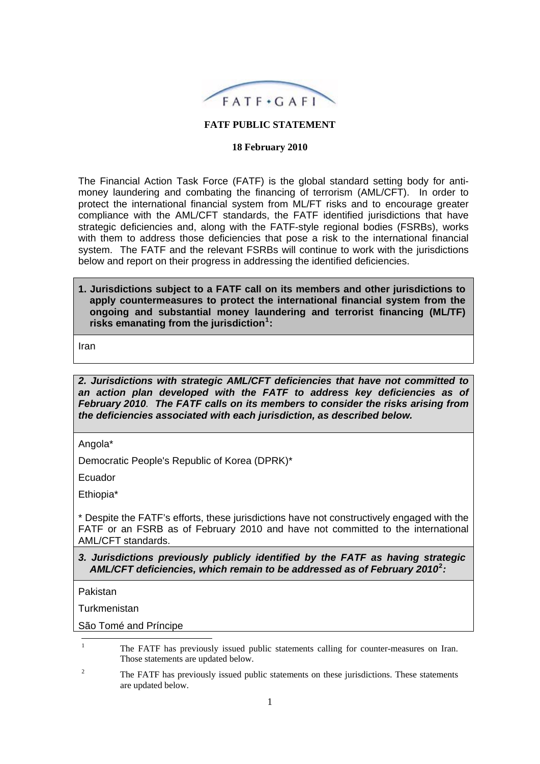FATF • GAFI

**FATF PUBLIC STATEMENT**

**18 February 2010**

The Financial Action Task Force (FATF) is the global standard setting body for anti-money laundering and combating the financing of terrorism (AML/CFT). In order to protect the international financial system from ML/FT risks and to encourage greater compliance with the AML/CFT standards, the FATF identified jurisdictions that have strategic deficiencies and, along with the FATF-style regional bodies (FSRBs), works with them to address those deficiencies that pose a risk to the international financial system. The FATF and the relevant FSRBs will continue to work with the jurisdictions below and report on their progress in addressing the identified deficiencies.

**1. Jurisdictions subject to a FATF call on its members and other jurisdictions to apply countermeasures to protect the international financial system from the ongoing and substantial money laundering and terrorist financing (ML/TF) risks emanating from the jurisdiction[1]:**

Iran

***2. Jurisdictions with strategic AML/CFT deficiencies that have not committed to an action plan developed with the FATF to address key deficiencies as of February 2010. The FATF calls on its members to consider the risks arising from the deficiencies associated with each jurisdiction, as described below.***

Angola*

Democratic People's Republic of Korea (DPRK)*

Ecuador

Ethiopia*

* Despite the FATF's efforts, these jurisdictions have not constructively engaged with the FATF or an FSRB as of February 2010 and have not committed to the international AML/CFT standards.

***3. Jurisdictions previously publicly identified by the FATF as having strategic AML/CFT deficiencies, which remain to be addressed as of February 2010[2]:***

Pakistan

Turkmenistan

São Tomé and Príncipe

---

[1] The FATF has previously issued public statements calling for counter-measures on Iran. Those statements are updated below.

[2] The FATF has previously issued public statements on these jurisdictions. These statements are updated below.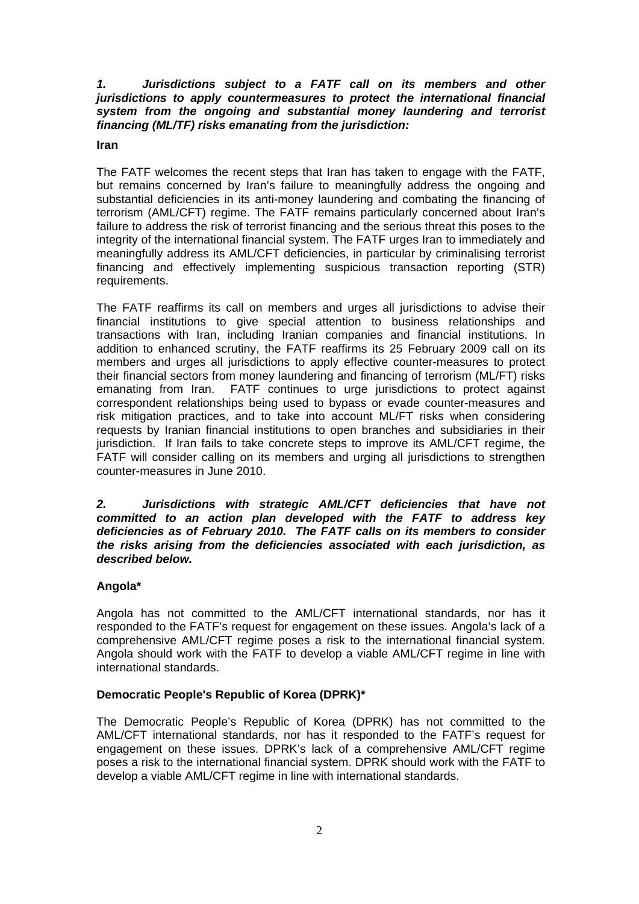***1. Jurisdictions subject to a FATF call on its members and other jurisdictions to apply countermeasures to protect the international financial system from the ongoing and substantial money laundering and terrorist financing (ML/TF) risks emanating from the jurisdiction:***

**Iran**

The FATF welcomes the recent steps that Iran has taken to engage with the FATF, but remains concerned by Iran's failure to meaningfully address the ongoing and substantial deficiencies in its anti-money laundering and combating the financing of terrorism (AML/CFT) regime. The FATF remains particularly concerned about Iran's failure to address the risk of terrorist financing and the serious threat this poses to the integrity of the international financial system. The FATF urges Iran to immediately and meaningfully address its AML/CFT deficiencies, in particular by criminalising terrorist financing and effectively implementing suspicious transaction reporting (STR) requirements.

The FATF reaffirms its call on members and urges all jurisdictions to advise their financial institutions to give special attention to business relationships and transactions with Iran, including Iranian companies and financial institutions. In addition to enhanced scrutiny, the FATF reaffirms its 25 February 2009 call on its members and urges all jurisdictions to apply effective counter-measures to protect their financial sectors from money laundering and financing of terrorism (ML/FT) risks emanating from Iran. FATF continues to urge jurisdictions to protect against correspondent relationships being used to bypass or evade counter-measures and risk mitigation practices, and to take into account ML/FT risks when considering requests by Iranian financial institutions to open branches and subsidiaries in their jurisdiction. If Iran fails to take concrete steps to improve its AML/CFT regime, the FATF will consider calling on its members and urging all jurisdictions to strengthen counter-measures in June 2010.

***2. Jurisdictions with strategic AML/CFT deficiencies that have not committed to an action plan developed with the FATF to address key deficiencies as of February 2010. The FATF calls on its members to consider the risks arising from the deficiencies associated with each jurisdiction, as described below.***

**Angola***

Angola has not committed to the AML/CFT international standards, nor has it responded to the FATF's request for engagement on these issues. Angola's lack of a comprehensive AML/CFT regime poses a risk to the international financial system. Angola should work with the FATF to develop a viable AML/CFT regime in line with international standards.

**Democratic People's Republic of Korea (DPRK)***

The Democratic People's Republic of Korea (DPRK) has not committed to the AML/CFT international standards, nor has it responded to the FATF's request for engagement on these issues. DPRK's lack of a comprehensive AML/CFT regime poses a risk to the international financial system. DPRK should work with the FATF to develop a viable AML/CFT regime in line with international standards.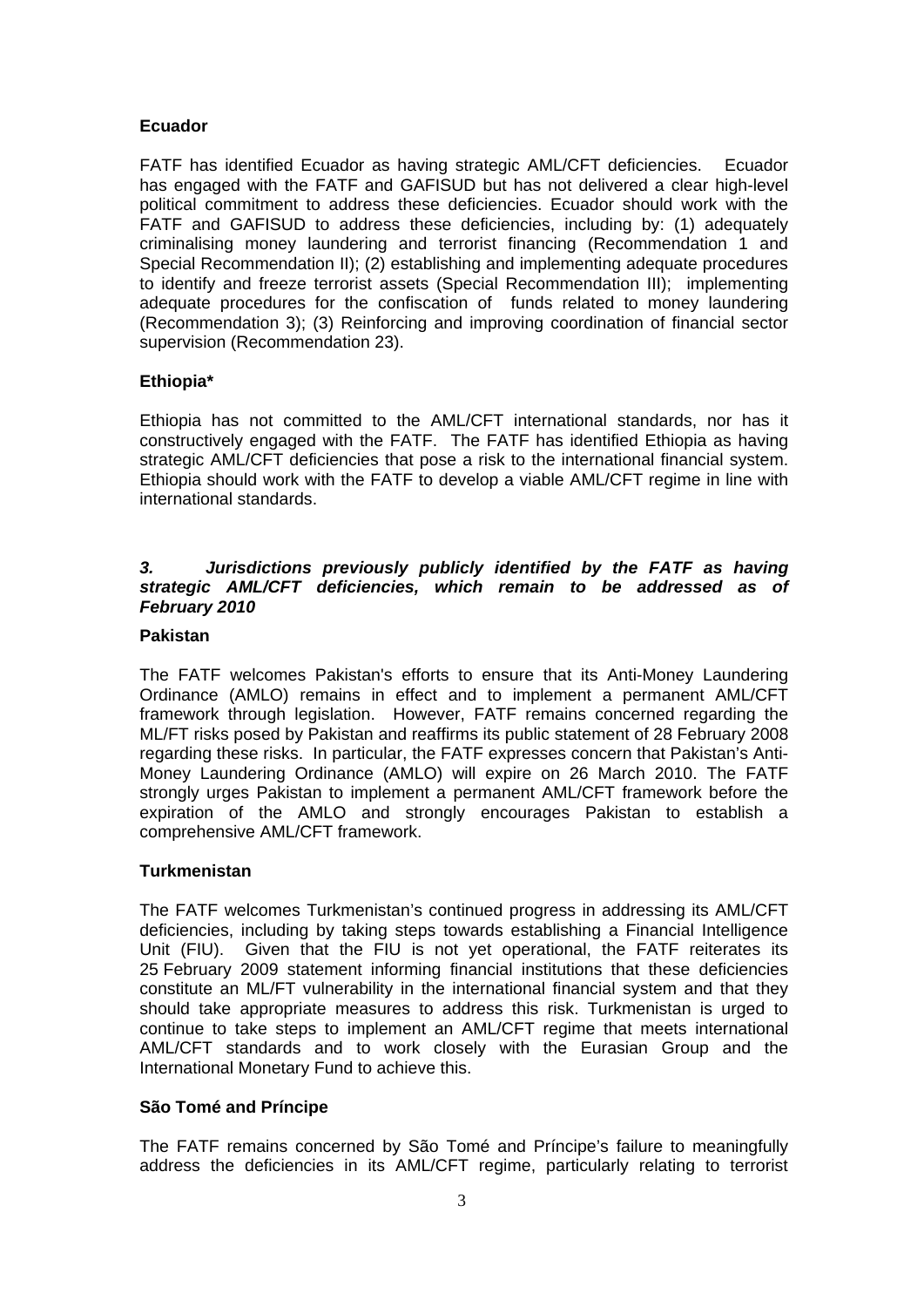**Ecuador**

FATF has identified Ecuador as having strategic AML/CFT deficiencies. Ecuador has engaged with the FATF and GAFISUD but has not delivered a clear high-level political commitment to address these deficiencies. Ecuador should work with the FATF and GAFISUD to address these deficiencies, including by: (1) adequately criminalising money laundering and terrorist financing (Recommendation 1 and Special Recommendation II); (2) establishing and implementing adequate procedures to identify and freeze terrorist assets (Special Recommendation III); implementing adequate procedures for the confiscation of funds related to money laundering (Recommendation 3); (3) Reinforcing and improving coordination of financial sector supervision (Recommendation 23).

**Ethiopia***

Ethiopia has not committed to the AML/CFT international standards, nor has it constructively engaged with the FATF. The FATF has identified Ethiopia as having strategic AML/CFT deficiencies that pose a risk to the international financial system. Ethiopia should work with the FATF to develop a viable AML/CFT regime in line with international standards.

### *3. Jurisdictions previously publicly identified by the FATF as having strategic AML/CFT deficiencies, which remain to be addressed as of February 2010*

**Pakistan**

The FATF welcomes Pakistan's efforts to ensure that its Anti-Money Laundering Ordinance (AMLO) remains in effect and to implement a permanent AML/CFT framework through legislation. However, FATF remains concerned regarding the ML/FT risks posed by Pakistan and reaffirms its public statement of 28 February 2008 regarding these risks. In particular, the FATF expresses concern that Pakistan's Anti-Money Laundering Ordinance (AMLO) will expire on 26 March 2010. The FATF strongly urges Pakistan to implement a permanent AML/CFT framework before the expiration of the AMLO and strongly encourages Pakistan to establish a comprehensive AML/CFT framework.

**Turkmenistan**

The FATF welcomes Turkmenistan's continued progress in addressing its AML/CFT deficiencies, including by taking steps towards establishing a Financial Intelligence Unit (FIU). Given that the FIU is not yet operational, the FATF reiterates its 25 February 2009 statement informing financial institutions that these deficiencies constitute an ML/FT vulnerability in the international financial system and that they should take appropriate measures to address this risk. Turkmenistan is urged to continue to take steps to implement an AML/CFT regime that meets international AML/CFT standards and to work closely with the Eurasian Group and the International Monetary Fund to achieve this.

**São Tomé and Príncipe**

The FATF remains concerned by São Tomé and Príncipe's failure to meaningfully address the deficiencies in its AML/CFT regime, particularly relating to terrorist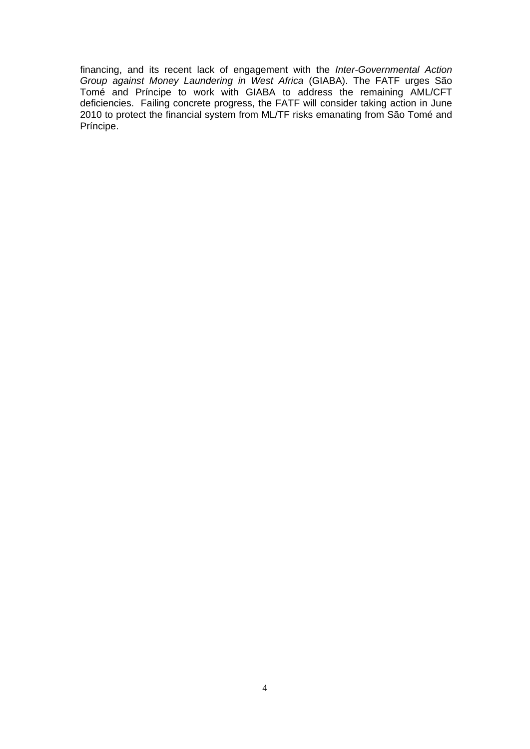financing, and its recent lack of engagement with the *Inter-Governmental Action Group against Money Laundering in West Africa* (GIABA). The FATF urges São Tomé and Príncipe to work with GIABA to address the remaining AML/CFT deficiencies. Failing concrete progress, the FATF will consider taking action in June 2010 to protect the financial system from ML/TF risks emanating from São Tomé and Príncipe.